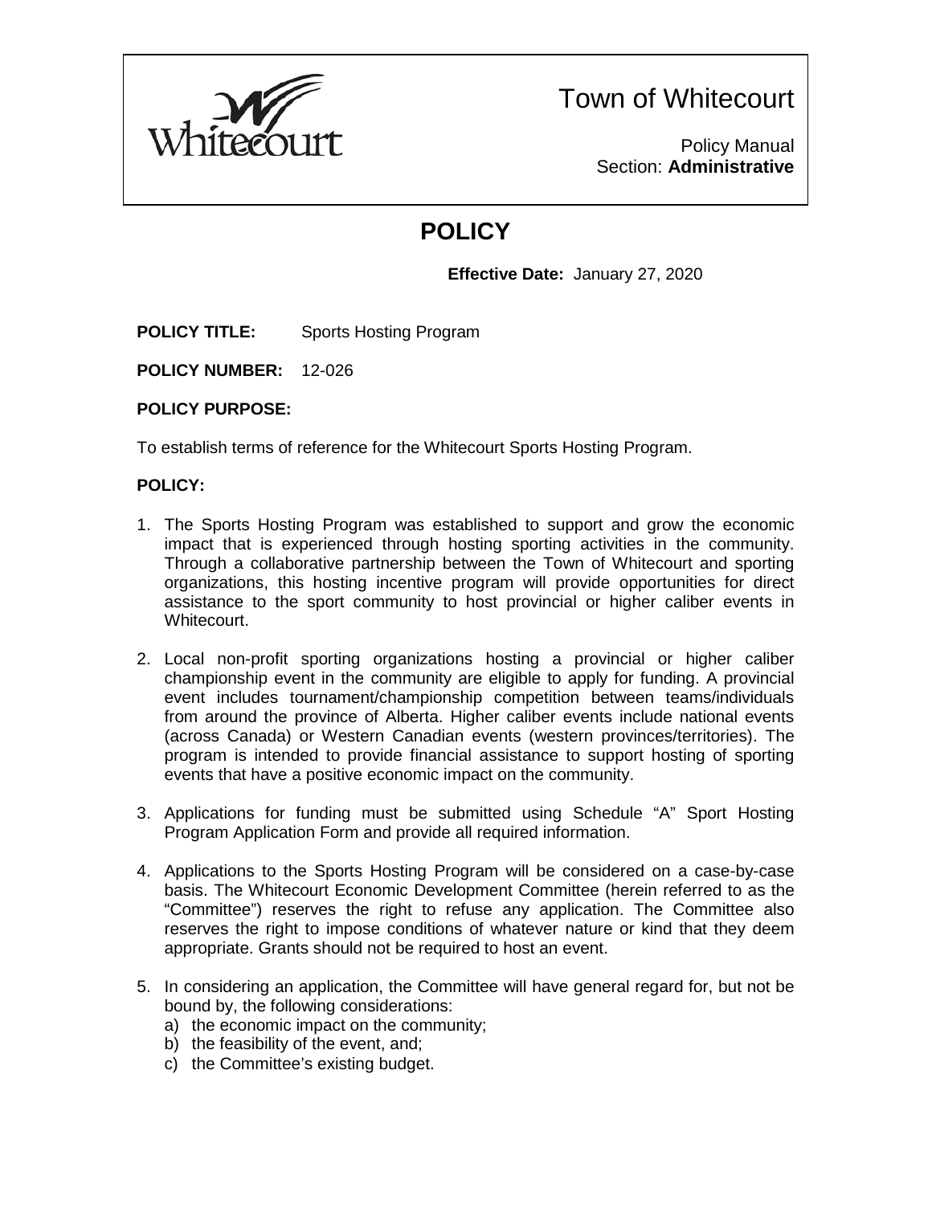# Town of Whitecourt

Policy Manual
Section: **Administrative**

## POLICY

**Effective Date:** January 27, 2020

**POLICY TITLE:** Sports Hosting Program

**POLICY NUMBER:** 12-026

**POLICY PURPOSE:**

To establish terms of reference for the Whitecourt Sports Hosting Program.

**POLICY:**

1. The Sports Hosting Program was established to support and grow the economic impact that is experienced through hosting sporting activities in the community. Through a collaborative partnership between the Town of Whitecourt and sporting organizations, this hosting incentive program will provide opportunities for direct assistance to the sport community to host provincial or higher caliber events in Whitecourt.

2. Local non-profit sporting organizations hosting a provincial or higher caliber championship event in the community are eligible to apply for funding. A provincial event includes tournament/championship competition between teams/individuals from around the province of Alberta. Higher caliber events include national events (across Canada) or Western Canadian events (western provinces/territories). The program is intended to provide financial assistance to support hosting of sporting events that have a positive economic impact on the community.

3. Applications for funding must be submitted using Schedule "A" Sport Hosting Program Application Form and provide all required information.

4. Applications to the Sports Hosting Program will be considered on a case-by-case basis. The Whitecourt Economic Development Committee (herein referred to as the "Committee") reserves the right to refuse any application. The Committee also reserves the right to impose conditions of whatever nature or kind that they deem appropriate. Grants should not be required to host an event.

5. In considering an application, the Committee will have general regard for, but not be bound by, the following considerations:
   a) the economic impact on the community;
   b) the feasibility of the event, and;
   c) the Committee's existing budget.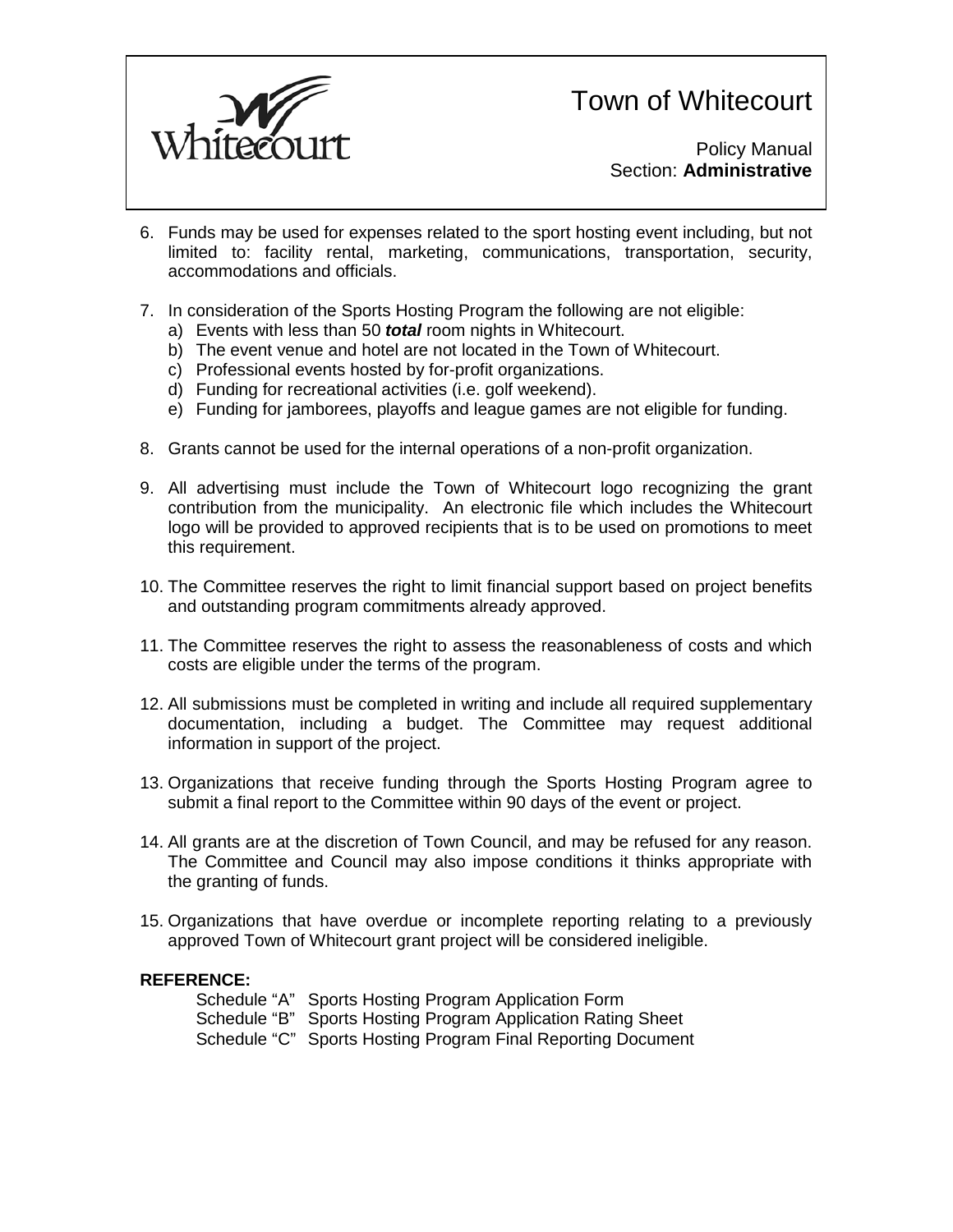6. Funds may be used for expenses related to the sport hosting event including, but not limited to: facility rental, marketing, communications, transportation, security, accommodations and officials.

7. In consideration of the Sports Hosting Program the following are not eligible:
   a) Events with less than 50 ***total*** room nights in Whitecourt.
   b) The event venue and hotel are not located in the Town of Whitecourt.
   c) Professional events hosted by for-profit organizations.
   d) Funding for recreational activities (i.e. golf weekend).
   e) Funding for jamborees, playoffs and league games are not eligible for funding.

8. Grants cannot be used for the internal operations of a non-profit organization.

9. All advertising must include the Town of Whitecourt logo recognizing the grant contribution from the municipality. An electronic file which includes the Whitecourt logo will be provided to approved recipients that is to be used on promotions to meet this requirement.

10. The Committee reserves the right to limit financial support based on project benefits and outstanding program commitments already approved.

11. The Committee reserves the right to assess the reasonableness of costs and which costs are eligible under the terms of the program.

12. All submissions must be completed in writing and include all required supplementary documentation, including a budget. The Committee may request additional information in support of the project.

13. Organizations that receive funding through the Sports Hosting Program agree to submit a final report to the Committee within 90 days of the event or project.

14. All grants are at the discretion of Town Council, and may be refused for any reason. The Committee and Council may also impose conditions it thinks appropriate with the granting of funds.

15. Organizations that have overdue or incomplete reporting relating to a previously approved Town of Whitecourt grant project will be considered ineligible.

**REFERENCE:**

Schedule "A" Sports Hosting Program Application Form
Schedule "B" Sports Hosting Program Application Rating Sheet
Schedule "C" Sports Hosting Program Final Reporting Document